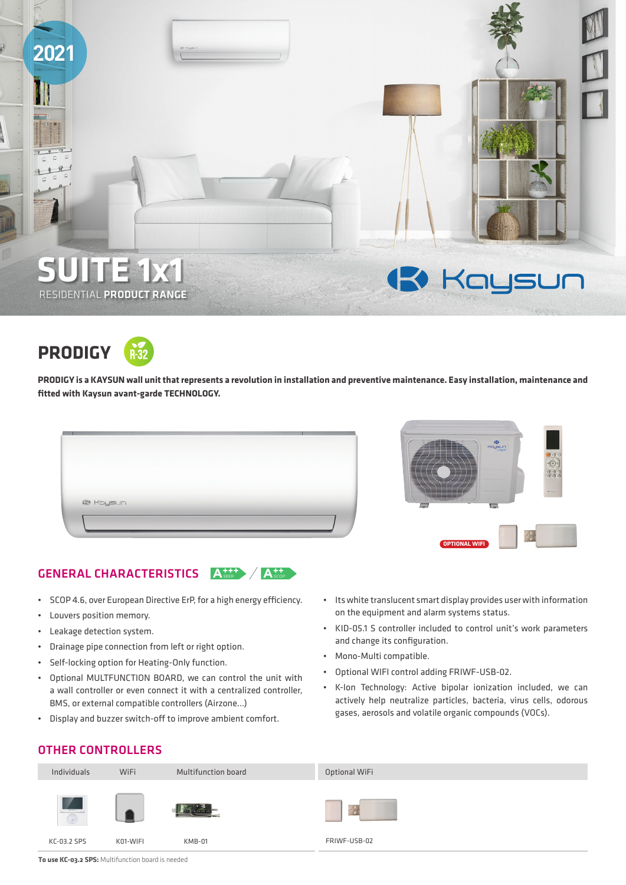2021

# SUITE 1x1

RESIDENTIAL **PRODUCT RANGE**

Kaysun

## PRODIGY

R-32

**PRODIGY is a KAYSUN wall unit that represents a revolution in installation and preventive maintenance. Easy installation, maintenance and fitted with Kaysun avant-garde TECHNOLOGY.**

OPTIONAL WIFI

## GENERAL CHARACTERISTICS

A+++ SEER / A++ SCOP

- SCOP 4.6, over European Directive ErP, for a high energy efficiency.
- Louvers position memory.
- Leakage detection system.
- Drainage pipe connection from left or right option.
- Self-locking option for Heating-Only function.
- Optional MULTFUNCTION BOARD, we can control the unit with a wall controller or even connect it with a centralized controller, BMS, or external compatible controllers (Airzone...)
- Display and buzzer switch-off to improve ambient comfort.
- Its white translucent smart display provides user with information on the equipment and alarm systems status.
- KID-05.1 S controller included to control unit's work parameters and change its configuration.
- Mono-Multi compatible.
- Optional WIFI control adding FRIWF-USB-02.
- K-Ion Technology: Active bipolar ionization included, we can actively help neutralize particles, bacteria, virus cells, odorous gases, aerosols and volatile organic compounds (VOCs).

## OTHER CONTROLLERS

| Individuals | WiFi | Multifunction board | Optional WiFi |
|---|---|---|---|
| KC-03.2 SPS | K01-WIFI | KMB-01 | FRIWF-USB-02 |

**To use KC-03.2 SPS:** Multifunction board is needed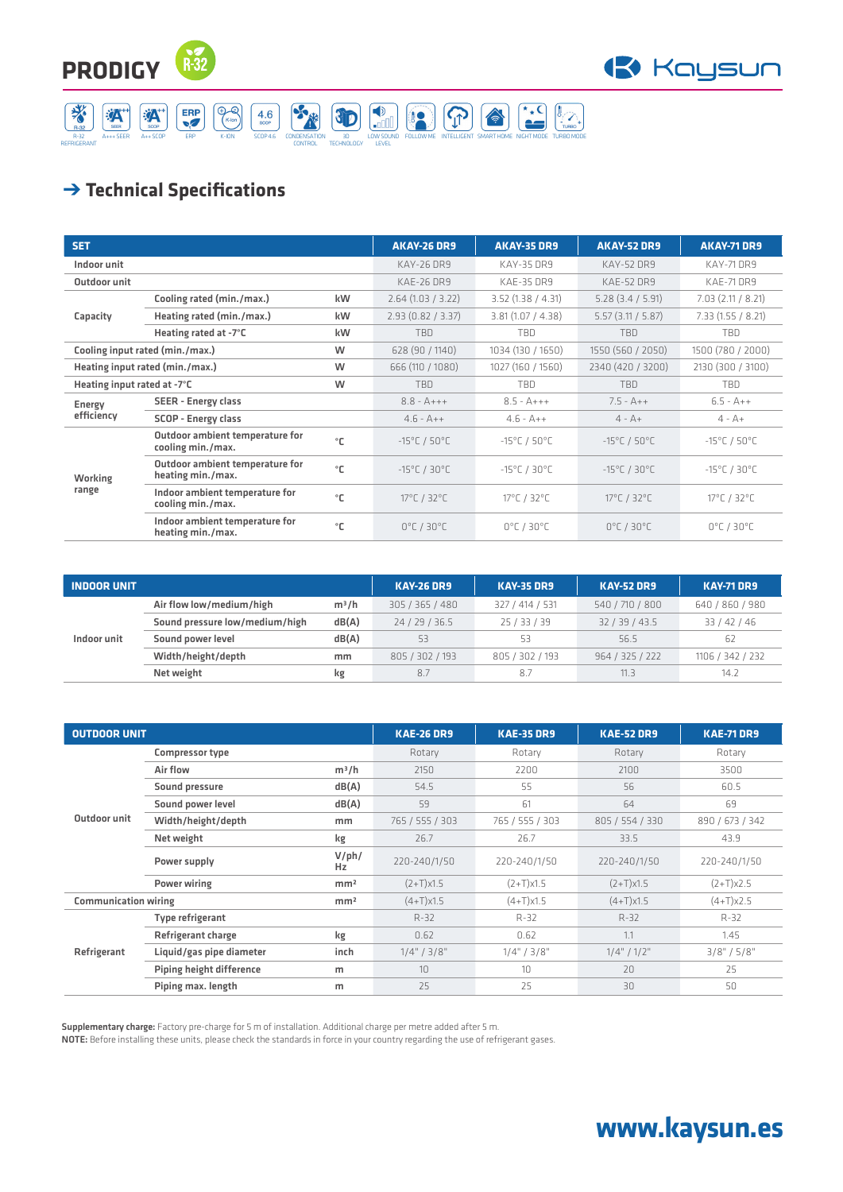# PRODIGY R-32

Kaysun

R-32 REFRIGERANT · A+++ SEER · A++ SCOP · ERP · K-ION · SCOP 4.6 · CONDENSATION CONTROL · 3D TECHNOLOGY · LOW SOUND LEVEL · FOLLOW ME · INTELLIGENT · SMART HOME · NIGHT MODE · TURBO MODE

## → Technical Specifications

| SET | | | AKAY-26 DR9 | AKAY-35 DR9 | AKAY-52 DR9 | AKAY-71 DR9 |
|---|---|---|---|---|---|---|
| Indoor unit | | | KAY-26 DR9 | KAY-35 DR9 | KAY-52 DR9 | KAY-71 DR9 |
| Outdoor unit | | | KAE-26 DR9 | KAE-35 DR9 | KAE-52 DR9 | KAE-71 DR9 |
| Capacity | Cooling rated (min./max.) | kW | 2.64 (1.03 / 3.22) | 3.52 (1.38 / 4.31) | 5.28 (3.4 / 5.91) | 7.03 (2.11 / 8.21) |
| | Heating rated (min./max.) | kW | 2.93 (0.82 / 3.37) | 3.81 (1.07 / 4.38) | 5.57 (3.11 / 5.87) | 7.33 (1.55 / 8.21) |
| | Heating rated at -7°C | kW | TBD | TBD | TBD | TBD |
| Cooling input rated (min./max.) | | W | 628 (90 / 1140) | 1034 (130 / 1650) | 1550 (560 / 2050) | 1500 (780 / 2000) |
| Heating input rated (min./max.) | | W | 666 (110 / 1080) | 1027 (160 / 1560) | 2340 (420 / 3200) | 2130 (300 / 3100) |
| Heating input rated at -7°C | | W | TBD | TBD | TBD | TBD |
| Energy efficiency | SEER - Energy class | | 8.8 - A+++ | 8.5 - A+++ | 7.5 - A++ | 6.5 - A++ |
| | SCOP - Energy class | | 4.6 - A++ | 4.6 - A++ | 4 - A+ | 4 - A+ |
| Working range | Outdoor ambient temperature for cooling min./max. | °C | -15°C / 50°C | -15°C / 50°C | -15°C / 50°C | -15°C / 50°C |
| | Outdoor ambient temperature for heating min./max. | °C | -15°C / 30°C | -15°C / 30°C | -15°C / 30°C | -15°C / 30°C |
| | Indoor ambient temperature for cooling min./max. | °C | 17°C / 32°C | 17°C / 32°C | 17°C / 32°C | 17°C / 32°C |
| | Indoor ambient temperature for heating min./max. | °C | 0°C / 30°C | 0°C / 30°C | 0°C / 30°C | 0°C / 30°C |

| INDOOR UNIT | | | KAY-26 DR9 | KAY-35 DR9 | KAY-52 DR9 | KAY-71 DR9 |
|---|---|---|---|---|---|---|
| Indoor unit | Air flow low/medium/high | m³/h | 305 / 365 / 480 | 327 / 414 / 531 | 540 / 710 / 800 | 640 / 860 / 980 |
| | Sound pressure low/medium/high | dB(A) | 24 / 29 / 36.5 | 25 / 33 / 39 | 32 / 39 / 43.5 | 33 / 42 / 46 |
| | Sound power level | dB(A) | 53 | 53 | 56.5 | 62 |
| | Width/height/depth | mm | 805 / 302 / 193 | 805 / 302 / 193 | 964 / 325 / 222 | 1106 / 342 / 232 |
| | Net weight | kg | 8.7 | 8.7 | 11.3 | 14.2 |

| OUTDOOR UNIT | | | KAE-26 DR9 | KAE-35 DR9 | KAE-52 DR9 | KAE-71 DR9 |
|---|---|---|---|---|---|---|
| Outdoor unit | Compressor type | | Rotary | Rotary | Rotary | Rotary |
| | Air flow | m³/h | 2150 | 2200 | 2100 | 3500 |
| | Sound pressure | dB(A) | 54.5 | 55 | 56 | 60.5 |
| | Sound power level | dB(A) | 59 | 61 | 64 | 69 |
| | Width/height/depth | mm | 765 / 555 / 303 | 765 / 555 / 303 | 805 / 554 / 330 | 890 / 673 / 342 |
| | Net weight | kg | 26.7 | 26.7 | 33.5 | 43.9 |
| | Power supply | V/ph/Hz | 220-240/1/50 | 220-240/1/50 | 220-240/1/50 | 220-240/1/50 |
| | Power wiring | mm² | (2+T)x1.5 | (2+T)x1.5 | (2+T)x1.5 | (2+T)x2.5 |
| Communication wiring | | mm² | (4+T)x1.5 | (4+T)x1.5 | (4+T)x1.5 | (4+T)x2.5 |
| Refrigerant | Type refrigerant | | R-32 | R-32 | R-32 | R-32 |
| | Refrigerant charge | kg | 0.62 | 0.62 | 1.1 | 1.45 |
| | Liquid/gas pipe diameter | inch | 1/4" / 3/8" | 1/4" / 3/8" | 1/4" / 1/2" | 3/8" / 5/8" |
| | Piping height difference | m | 10 | 10 | 20 | 25 |
| | Piping max. length | m | 25 | 25 | 30 | 50 |

**Supplementary charge:** Factory pre-charge for 5 m of installation. Additional charge per metre added after 5 m.
**NOTE:** Before installing these units, please check the standards in force in your country regarding the use of refrigerant gases.

**www.kaysun.es**